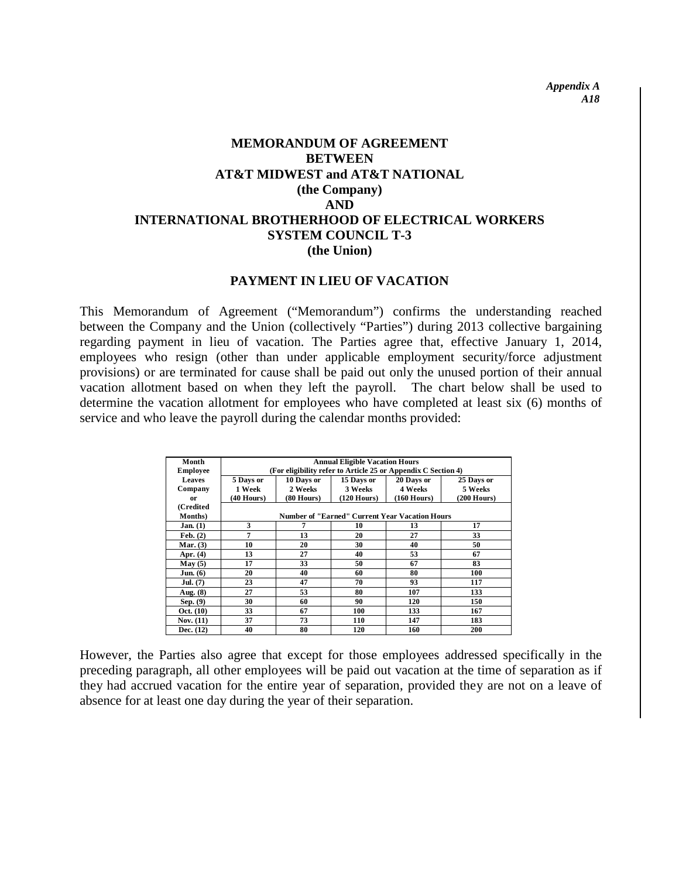*Appendix A*
*A18*

# MEMORANDUM OF AGREEMENT BETWEEN AT&T MIDWEST and AT&T NATIONAL (the Company) AND INTERNATIONAL BROTHERHOOD OF ELECTRICAL WORKERS SYSTEM COUNCIL T-3 (the Union)

## PAYMENT IN LIEU OF VACATION

This Memorandum of Agreement ("Memorandum") confirms the understanding reached between the Company and the Union (collectively "Parties") during 2013 collective bargaining regarding payment in lieu of vacation. The Parties agree that, effective January 1, 2014, employees who resign (other than under applicable employment security/force adjustment provisions) or are terminated for cause shall be paid out only the unused portion of their annual vacation allotment based on when they left the payroll. The chart below shall be used to determine the vacation allotment for employees who have completed at least six (6) months of service and who leave the payroll during the calendar months provided:

| Month Employee Leaves Company or (Credited Months) | Annual Eligible Vacation Hours (For eligibility refer to Article 25 or Appendix C Section 4) | | | | |
|---|---|---|---|---|---|
| | 5 Days or 1 Week (40 Hours) | 10 Days or 2 Weeks (80 Hours) | 15 Days or 3 Weeks (120 Hours) | 20 Days or 4 Weeks (160 Hours) | 25 Days or 5 Weeks (200 Hours) |
| | Number of "Earned" Current Year Vacation Hours | | | | |
| **Jan. (1)** | 3 | 7 | 10 | 13 | 17 |
| **Feb. (2)** | 7 | 13 | 20 | 27 | 33 |
| **Mar. (3)** | 10 | 20 | 30 | 40 | 50 |
| **Apr. (4)** | 13 | 27 | 40 | 53 | 67 |
| **May (5)** | 17 | 33 | 50 | 67 | 83 |
| **Jun. (6)** | 20 | 40 | 60 | 80 | 100 |
| **Jul. (7)** | 23 | 47 | 70 | 93 | 117 |
| **Aug. (8)** | 27 | 53 | 80 | 107 | 133 |
| **Sep. (9)** | 30 | 60 | 90 | 120 | 150 |
| **Oct. (10)** | 33 | 67 | 100 | 133 | 167 |
| **Nov. (11)** | 37 | 73 | 110 | 147 | 183 |
| **Dec. (12)** | 40 | 80 | 120 | 160 | 200 |

However, the Parties also agree that except for those employees addressed specifically in the preceding paragraph, all other employees will be paid out vacation at the time of separation as if they had accrued vacation for the entire year of separation, provided they are not on a leave of absence for at least one day during the year of their separation.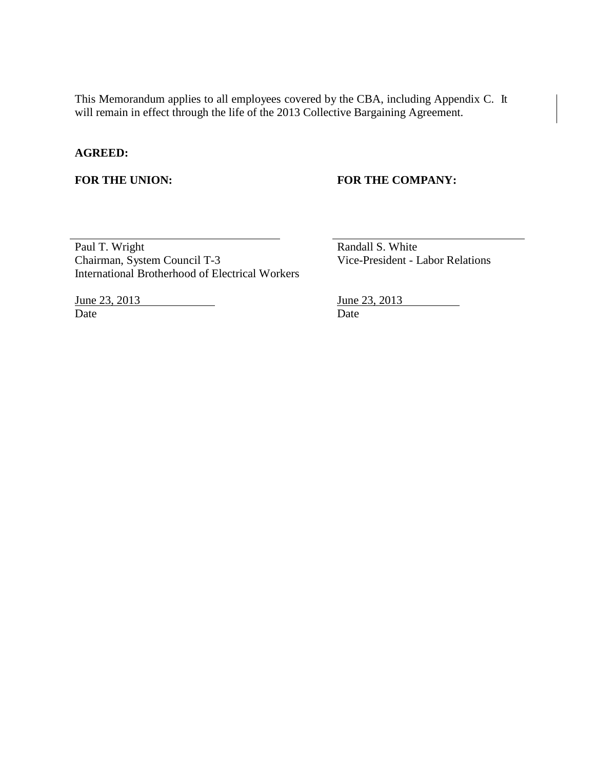This Memorandum applies to all employees covered by the CBA, including Appendix C. It will remain in effect through the life of the 2013 Collective Bargaining Agreement.

**AGREED:**

**FOR THE UNION:**

Paul T. Wright
Chairman, System Council T-3
International Brotherhood of Electrical Workers

June 23, 2013
Date

**FOR THE COMPANY:**

Randall S. White
Vice-President - Labor Relations

June 23, 2013
Date